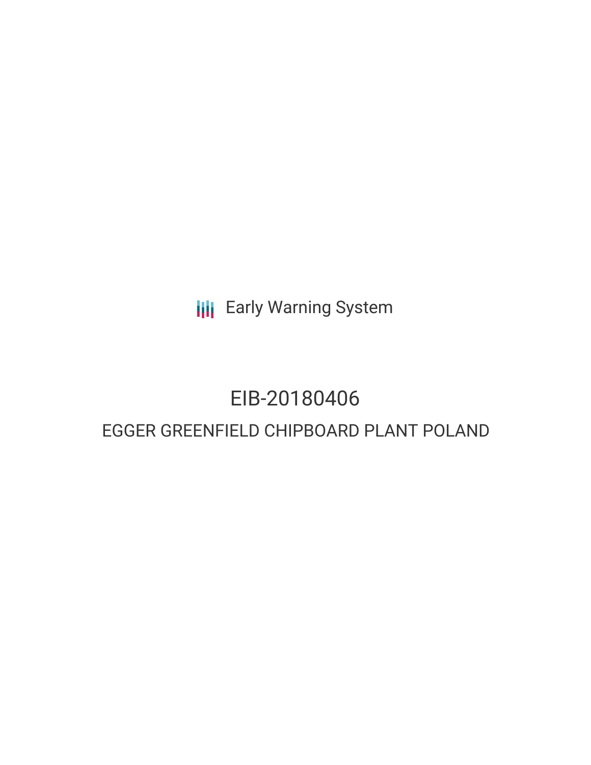Early Warning System

# EIB-20180406

## EGGER GREENFIELD CHIPBOARD PLANT POLAND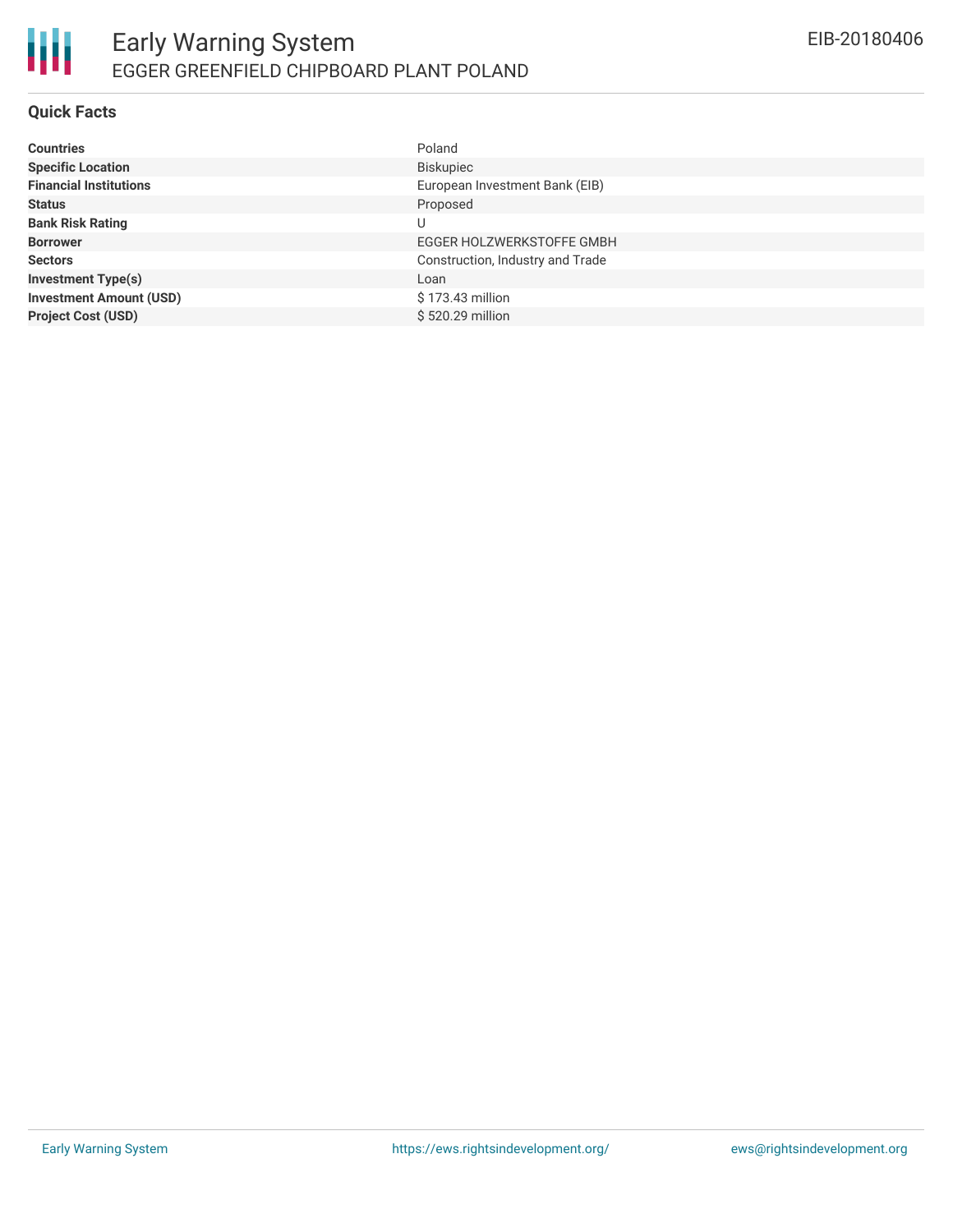## Quick Facts

| | |
|---|---|
| **Countries** | Poland |
| **Specific Location** | Biskupiec |
| **Financial Institutions** | European Investment Bank (EIB) |
| **Status** | Proposed |
| **Bank Risk Rating** | U |
| **Borrower** | EGGER HOLZWERKSTOFFE GMBH |
| **Sectors** | Construction, Industry and Trade |
| **Investment Type(s)** | Loan |
| **Investment Amount (USD)** | $ 173.43 million |
| **Project Cost (USD)** | $ 520.29 million |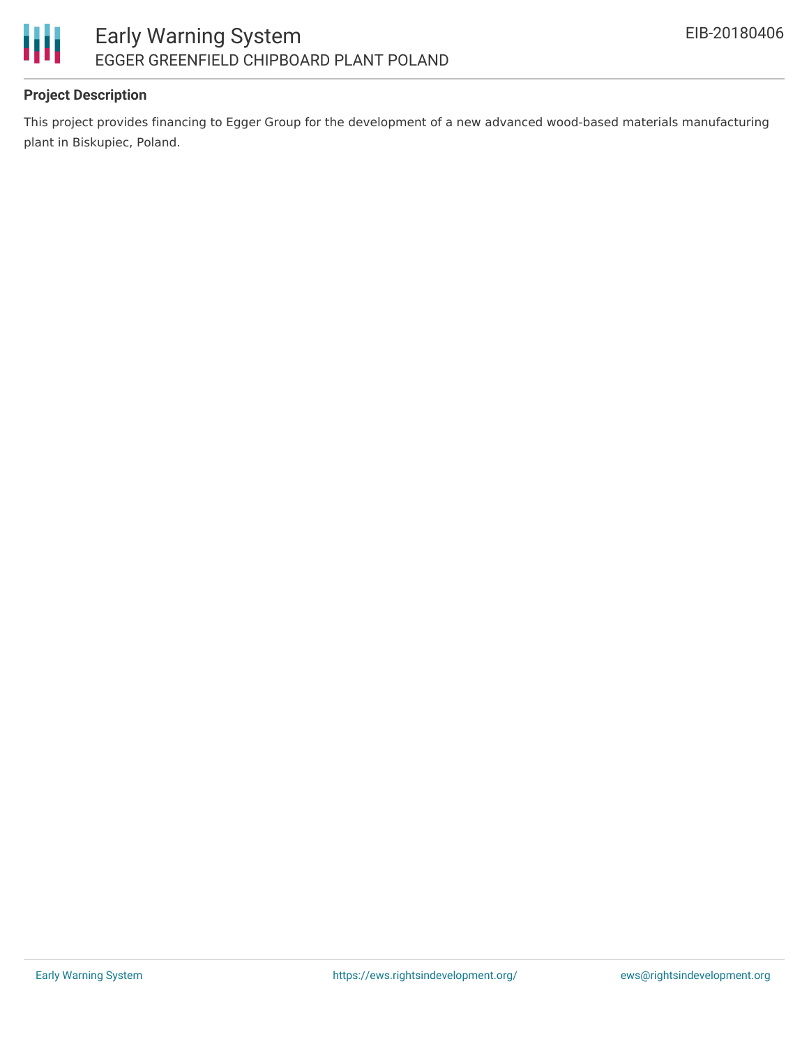### Project Description

This project provides financing to Egger Group for the development of a new advanced wood-based materials manufacturing plant in Biskupiec, Poland.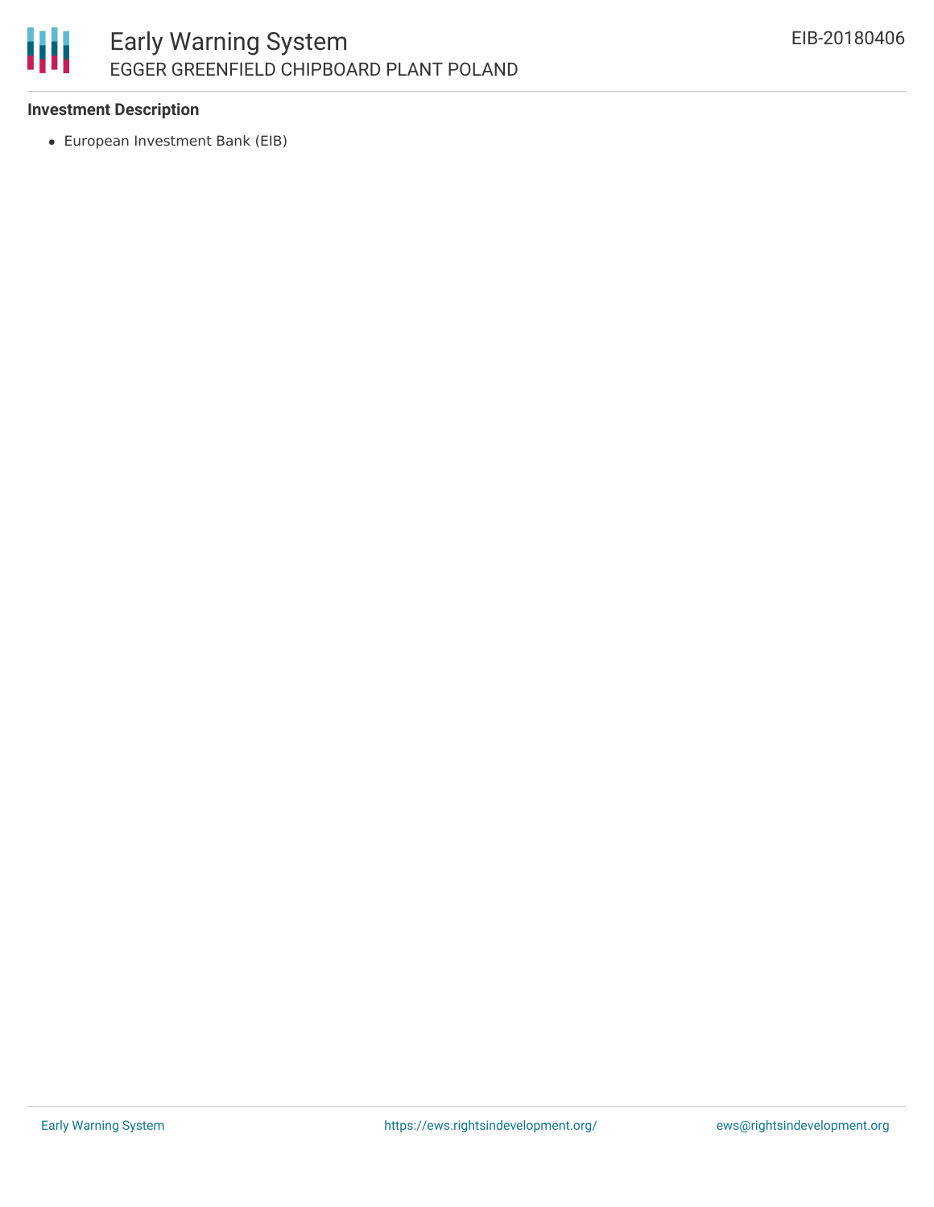### Investment Description

- European Investment Bank (EIB)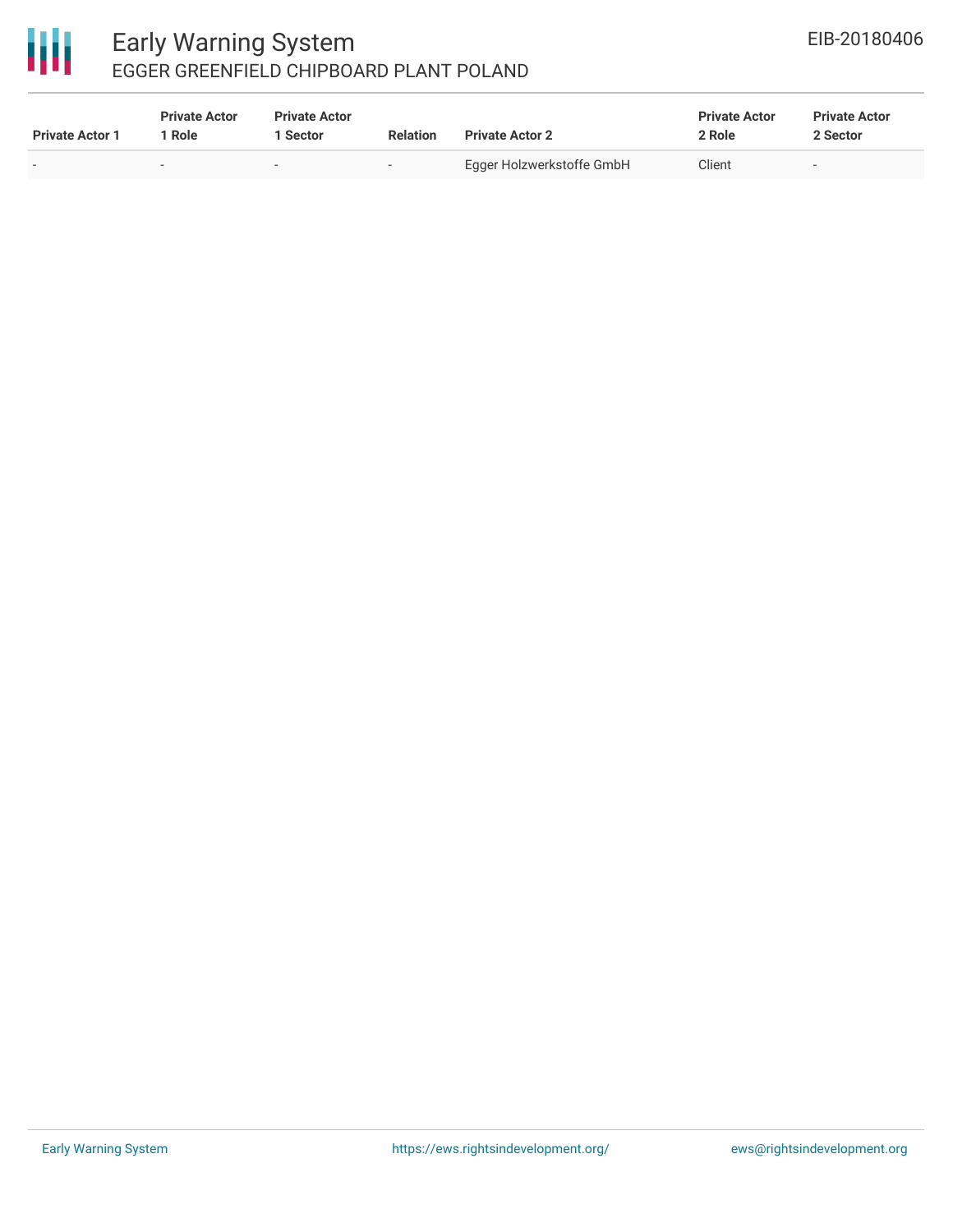| Private Actor 1 | Private Actor 1 Role | Private Actor 1 Sector | Relation | Private Actor 2 | Private Actor 2 Role | Private Actor 2 Sector |
|---|---|---|---|---|---|---|
| - | - | - | - | Egger Holzwerkstoffe GmbH | Client | - |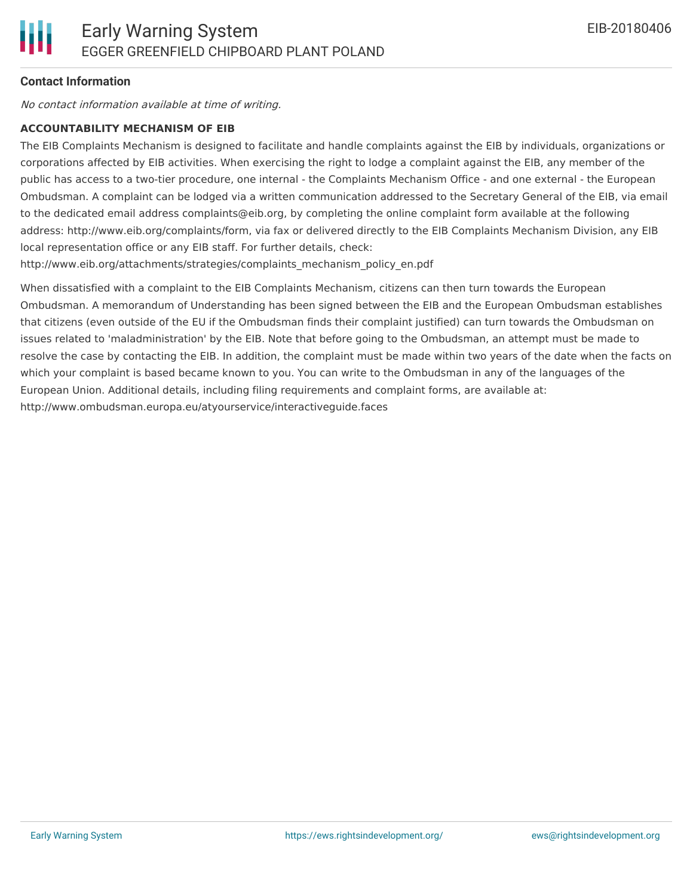**Contact Information**

*No contact information available at time of writing.*

**ACCOUNTABILITY MECHANISM OF EIB**

The EIB Complaints Mechanism is designed to facilitate and handle complaints against the EIB by individuals, organizations or corporations affected by EIB activities. When exercising the right to lodge a complaint against the EIB, any member of the public has access to a two-tier procedure, one internal - the Complaints Mechanism Office - and one external - the European Ombudsman. A complaint can be lodged via a written communication addressed to the Secretary General of the EIB, via email to the dedicated email address complaints@eib.org, by completing the online complaint form available at the following address: http://www.eib.org/complaints/form, via fax or delivered directly to the EIB Complaints Mechanism Division, any EIB local representation office or any EIB staff. For further details, check: http://www.eib.org/attachments/strategies/complaints_mechanism_policy_en.pdf

When dissatisfied with a complaint to the EIB Complaints Mechanism, citizens can then turn towards the European Ombudsman. A memorandum of Understanding has been signed between the EIB and the European Ombudsman establishes that citizens (even outside of the EU if the Ombudsman finds their complaint justified) can turn towards the Ombudsman on issues related to 'maladministration' by the EIB. Note that before going to the Ombudsman, an attempt must be made to resolve the case by contacting the EIB. In addition, the complaint must be made within two years of the date when the facts on which your complaint is based became known to you. You can write to the Ombudsman in any of the languages of the European Union. Additional details, including filing requirements and complaint forms, are available at: http://www.ombudsman.europa.eu/atyourservice/interactiveguide.faces